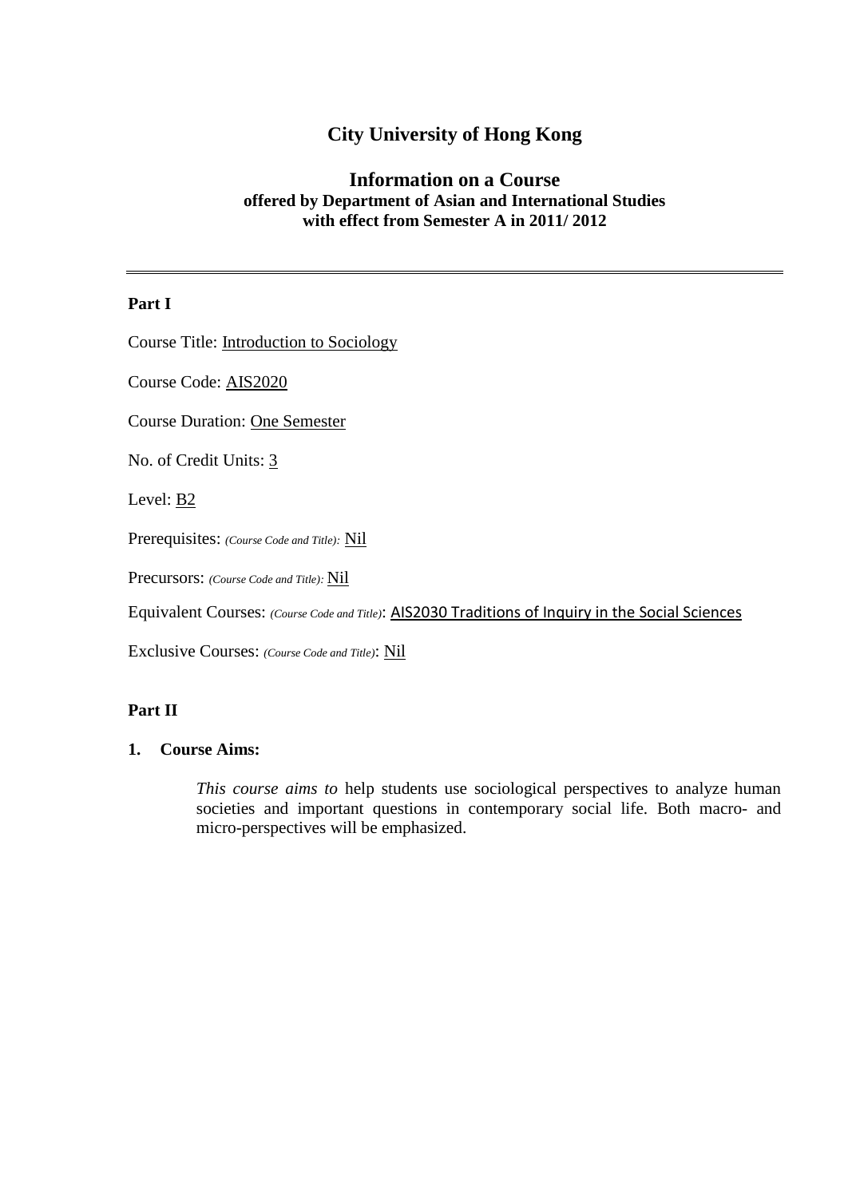# City University of Hong Kong

## Information on a Course
### offered by Department of Asian and International Studies
### with effect from Semester A in 2011/ 2012

---

**Part I**

Course Title: Introduction to Sociology

Course Code: AIS2020

Course Duration: One Semester

No. of Credit Units: 3

Level: B2

Prerequisites: *(Course Code and Title):* Nil

Precursors: *(Course Code and Title):* Nil

Equivalent Courses: *(Course Code and Title)*: AIS2030 Traditions of Inquiry in the Social Sciences

Exclusive Courses: *(Course Code and Title)*: Nil

**Part II**

**1. Course Aims:**

*This course aims to* help students use sociological perspectives to analyze human societies and important questions in contemporary social life. Both macro- and micro-perspectives will be emphasized.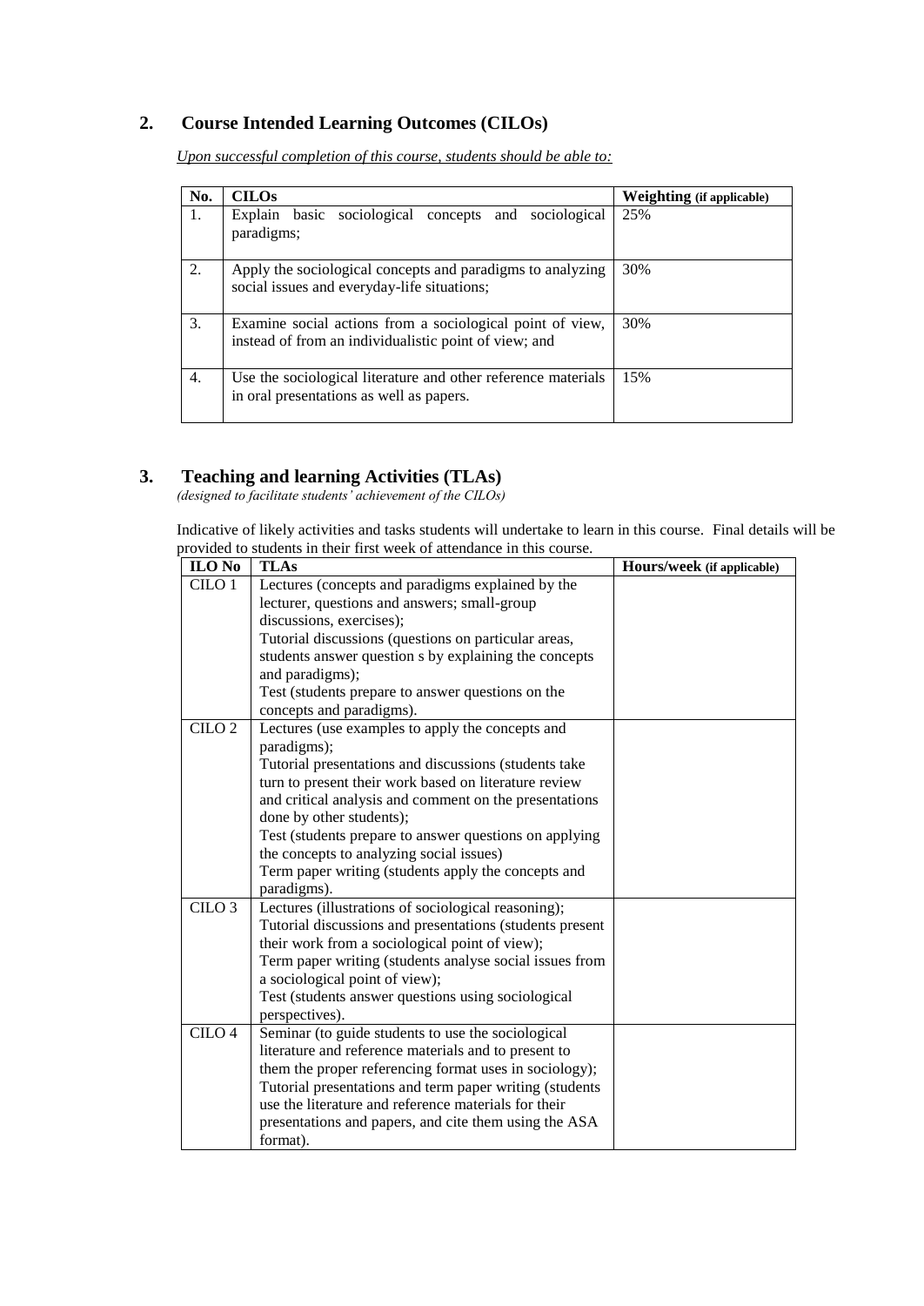## 2. Course Intended Learning Outcomes (CILOs)

*Upon successful completion of this course, students should be able to:*

| No. | CILOs | Weighting (if applicable) |
|---|---|---|
| 1. | Explain basic sociological concepts and sociological paradigms; | 25% |
| 2. | Apply the sociological concepts and paradigms to analyzing social issues and everyday-life situations; | 30% |
| 3. | Examine social actions from a sociological point of view, instead of from an individualistic point of view; and | 30% |
| 4. | Use the sociological literature and other reference materials in oral presentations as well as papers. | 15% |

## 3. Teaching and learning Activities (TLAs)

*(designed to facilitate students' achievement of the CILOs)*

Indicative of likely activities and tasks students will undertake to learn in this course. Final details will be provided to students in their first week of attendance in this course.

| ILO No | TLAs | Hours/week (if applicable) |
|---|---|---|
| CILO 1 | Lectures (concepts and paradigms explained by the lecturer, questions and answers; small-group discussions, exercises);<br>Tutorial discussions (questions on particular areas, students answer question s by explaining the concepts and paradigms);<br>Test (students prepare to answer questions on the concepts and paradigms). | |
| CILO 2 | Lectures (use examples to apply the concepts and paradigms);<br>Tutorial presentations and discussions (students take turn to present their work based on literature review and critical analysis and comment on the presentations done by other students);<br>Test (students prepare to answer questions on applying the concepts to analyzing social issues)<br>Term paper writing (students apply the concepts and paradigms). | |
| CILO 3 | Lectures (illustrations of sociological reasoning);<br>Tutorial discussions and presentations (students present their work from a sociological point of view);<br>Term paper writing (students analyse social issues from a sociological point of view);<br>Test (students answer questions using sociological perspectives). | |
| CILO 4 | Seminar (to guide students to use the sociological literature and reference materials and to present to them the proper referencing format uses in sociology);<br>Tutorial presentations and term paper writing (students use the literature and reference materials for their presentations and papers, and cite them using the ASA format). | |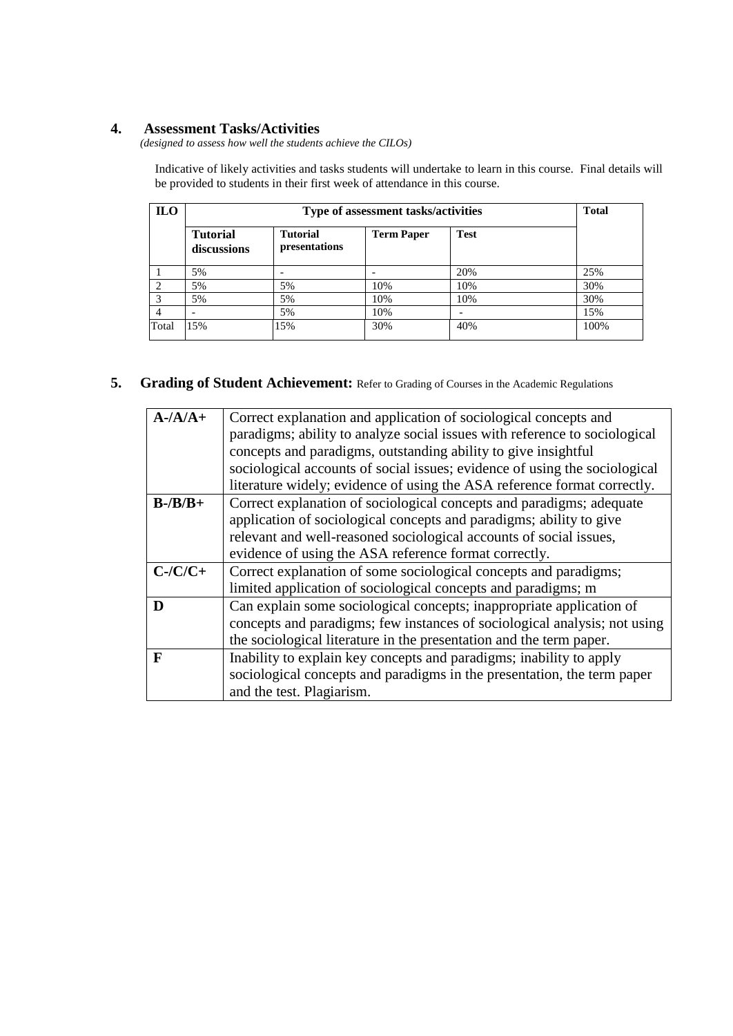## 4. Assessment Tasks/Activities

*(designed to assess how well the students achieve the CILOs)*

Indicative of likely activities and tasks students will undertake to learn in this course. Final details will be provided to students in their first week of attendance in this course.

| ILO | Type of assessment tasks/activities | | | | Total |
|---|---|---|---|---|---|
| | **Tutorial discussions** | **Tutorial presentations** | **Term Paper** | **Test** | |
| 1 | 5% | - | - | 20% | 25% |
| 2 | 5% | 5% | 10% | 10% | 30% |
| 3 | 5% | 5% | 10% | 10% | 30% |
| 4 | - | 5% | 10% | - | 15% |
| Total | 15% | 15% | 30% | 40% | 100% |

## 5. Grading of Student Achievement: Refer to Grading of Courses in the Academic Regulations

| | |
|---|---|
| **A-/A/A+** | Correct explanation and application of sociological concepts and paradigms; ability to analyze social issues with reference to sociological concepts and paradigms, outstanding ability to give insightful sociological accounts of social issues; evidence of using the sociological literature widely; evidence of using the ASA reference format correctly. |
| **B-/B/B+** | Correct explanation of sociological concepts and paradigms; adequate application of sociological concepts and paradigms; ability to give relevant and well-reasoned sociological accounts of social issues, evidence of using the ASA reference format correctly. |
| **C-/C/C+** | Correct explanation of some sociological concepts and paradigms; limited application of sociological concepts and paradigms; m |
| **D** | Can explain some sociological concepts; inappropriate application of concepts and paradigms; few instances of sociological analysis; not using the sociological literature in the presentation and the term paper. |
| **F** | Inability to explain key concepts and paradigms; inability to apply sociological concepts and paradigms in the presentation, the term paper and the test. Plagiarism. |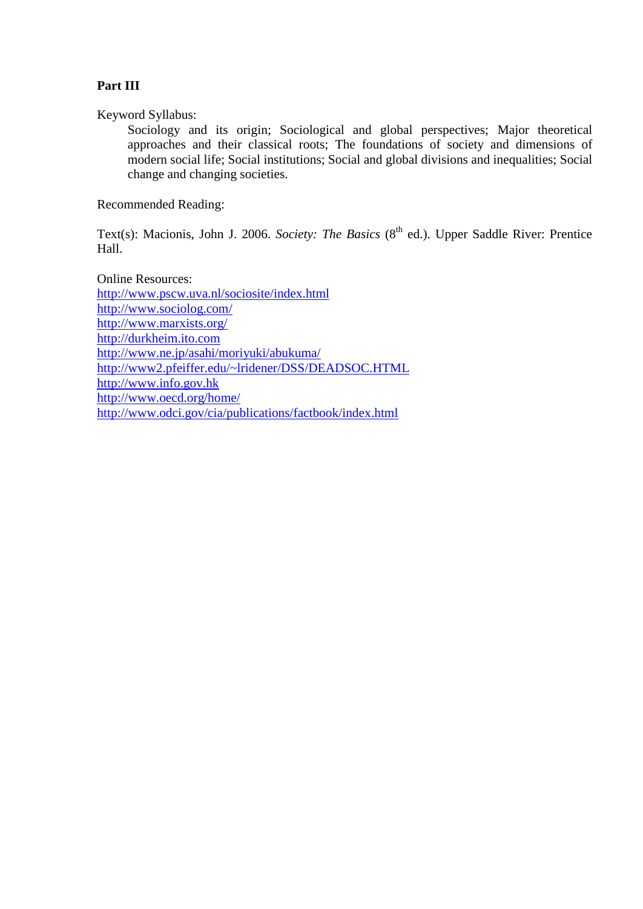**Part III**

Keyword Syllabus:

> Sociology and its origin; Sociological and global perspectives; Major theoretical approaches and their classical roots; The foundations of society and dimensions of modern social life; Social institutions; Social and global divisions and inequalities; Social change and changing societies.

Recommended Reading:

Text(s): Macionis, John J. 2006. *Society: The Basics* (8th ed.). Upper Saddle River: Prentice Hall.

Online Resources:
http://www.pscw.uva.nl/sociosite/index.html
http://www.sociolog.com/
http://www.marxists.org/
http://durkheim.ito.com
http://www.ne.jp/asahi/moriyuki/abukuma/
http://www2.pfeiffer.edu/~lridener/DSS/DEADSOC.HTML
http://www.info.gov.hk
http://www.oecd.org/home/
http://www.odci.gov/cia/publications/factbook/index.html